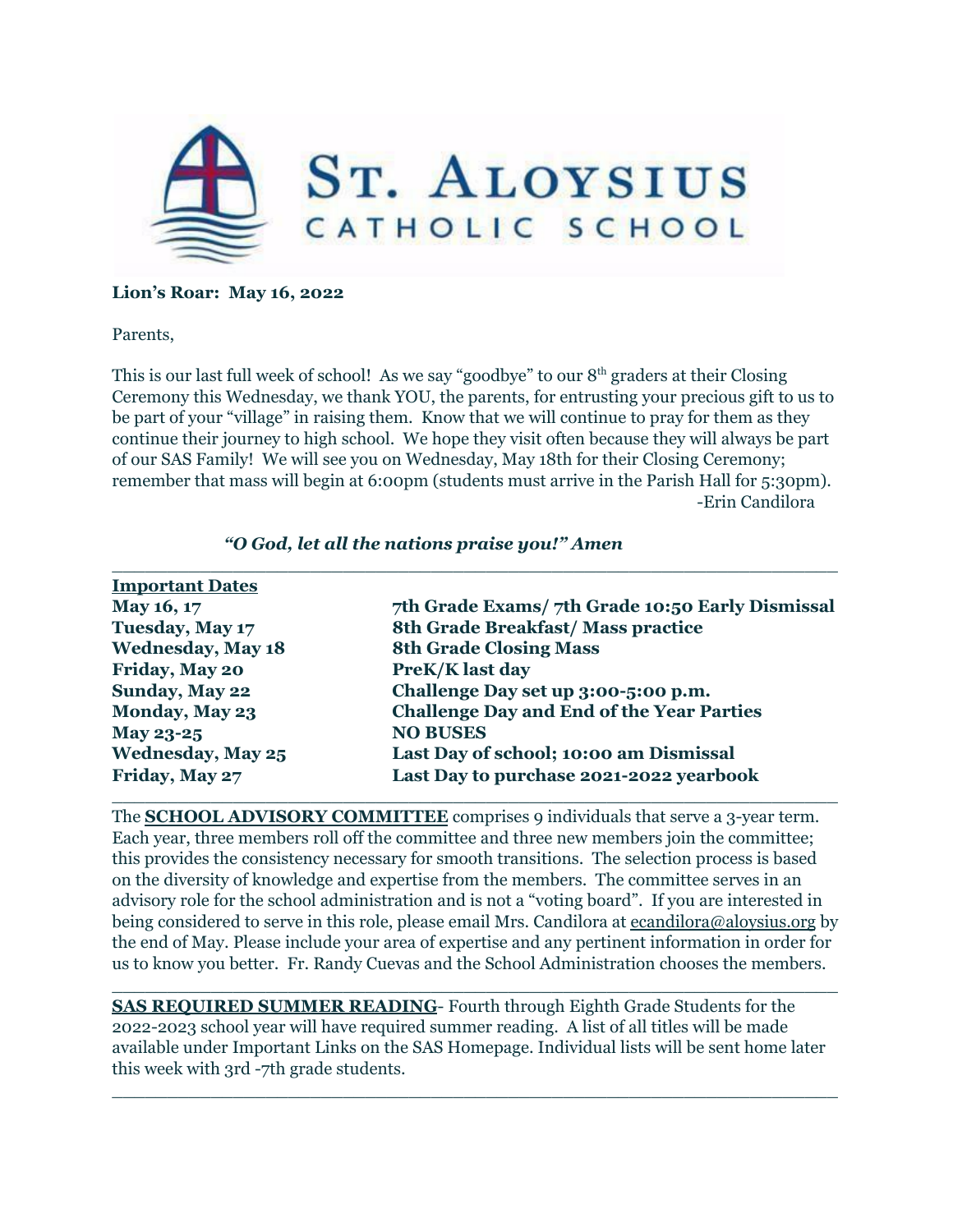# ST. ALOYSIUS CATHOLIC SCHOOL

**Lion's Roar: May 16, 2022**

Parents,

This is our last full week of school! As we say "goodbye" to our 8th graders at their Closing Ceremony this Wednesday, we thank YOU, the parents, for entrusting your precious gift to us to be part of your "village" in raising them. Know that we will continue to pray for them as they continue their journey to high school. We hope they visit often because they will always be part of our SAS Family! We will see you on Wednesday, May 18th for their Closing Ceremony; remember that mass will begin at 6:00pm (students must arrive in the Parish Hall for 5:30pm).

-Erin Candilora

***"O God, let all the nations praise you!" Amen***

---

**Important Dates**

| | |
|---|---|
| **May 16, 17** | **7th Grade Exams/ 7th Grade 10:50 Early Dismissal** |
| **Tuesday, May 17** | **8th Grade Breakfast/ Mass practice** |
| **Wednesday, May 18** | **8th Grade Closing Mass** |
| **Friday, May 20** | **PreK/K last day** |
| **Sunday, May 22** | **Challenge Day set up 3:00-5:00 p.m.** |
| **Monday, May 23** | **Challenge Day and End of the Year Parties** |
| **May 23-25** | **NO BUSES** |
| **Wednesday, May 25** | **Last Day of school; 10:00 am Dismissal** |
| **Friday, May 27** | **Last Day to purchase 2021-2022 yearbook** |

---

The **SCHOOL ADVISORY COMMITTEE** comprises 9 individuals that serve a 3-year term. Each year, three members roll off the committee and three new members join the committee; this provides the consistency necessary for smooth transitions. The selection process is based on the diversity of knowledge and expertise from the members. The committee serves in an advisory role for the school administration and is not a "voting board". If you are interested in being considered to serve in this role, please email Mrs. Candilora at ecandilora@aloysius.org by the end of May. Please include your area of expertise and any pertinent information in order for us to know you better. Fr. Randy Cuevas and the School Administration chooses the members.

---

**SAS REQUIRED SUMMER READING**- Fourth through Eighth Grade Students for the 2022-2023 school year will have required summer reading. A list of all titles will be made available under Important Links on the SAS Homepage. Individual lists will be sent home later this week with 3rd -7th grade students.

---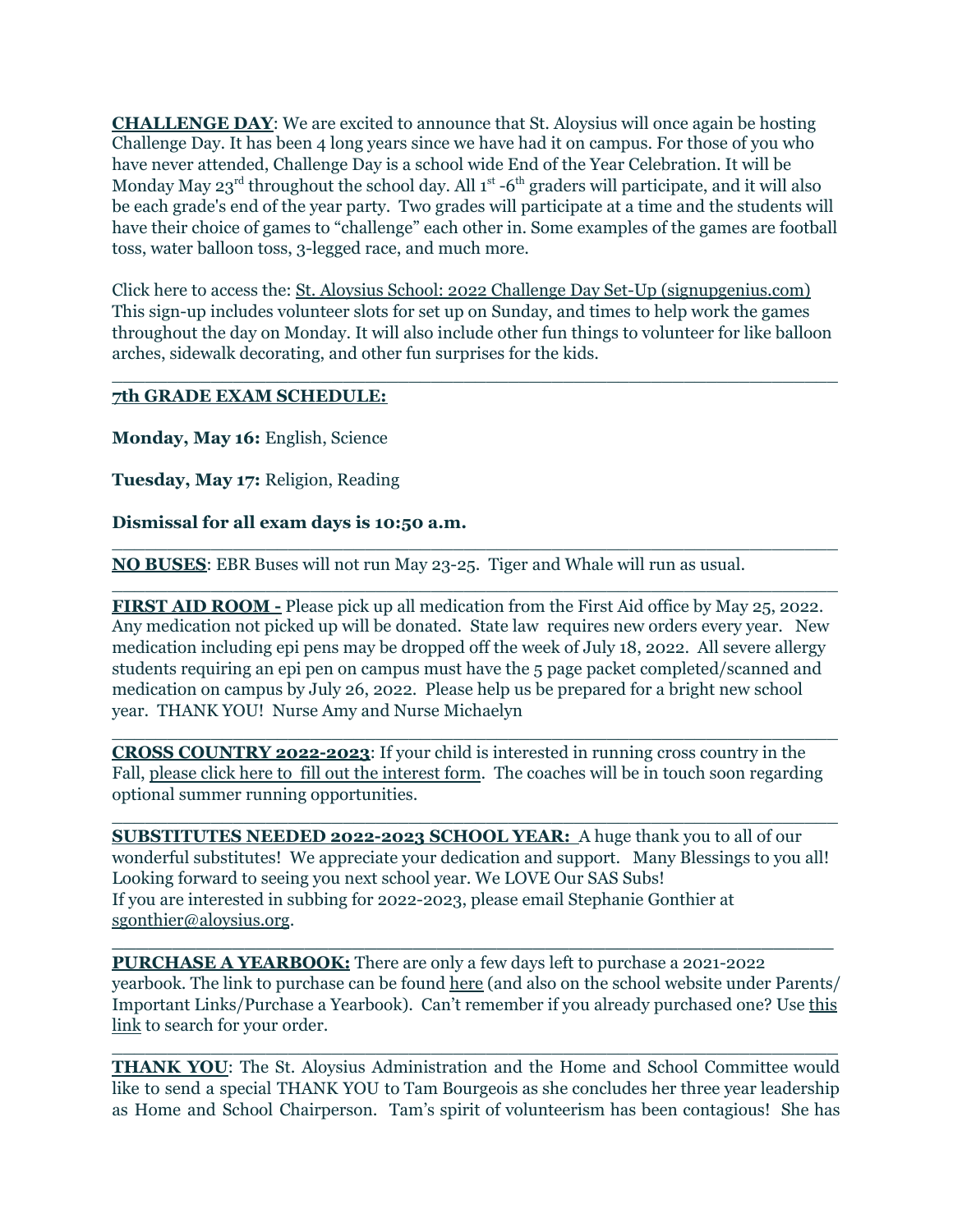**CHALLENGE DAY**: We are excited to announce that St. Aloysius will once again be hosting Challenge Day. It has been 4 long years since we have had it on campus. For those of you who have never attended, Challenge Day is a school wide End of the Year Celebration. It will be Monday May 23rd throughout the school day. All 1st -6th graders will participate, and it will also be each grade's end of the year party. Two grades will participate at a time and the students will have their choice of games to "challenge" each other in. Some examples of the games are football toss, water balloon toss, 3-legged race, and much more.

Click here to access the: St. Aloysius School: 2022 Challenge Day Set-Up (signupgenius.com) This sign-up includes volunteer slots for set up on Sunday, and times to help work the games throughout the day on Monday. It will also include other fun things to volunteer for like balloon arches, sidewalk decorating, and other fun surprises for the kids.

---

**7th GRADE EXAM SCHEDULE:**

**Monday, May 16:** English, Science

**Tuesday, May 17:** Religion, Reading

**Dismissal for all exam days is 10:50 a.m.**

---

**NO BUSES**: EBR Buses will not run May 23-25. Tiger and Whale will run as usual.

---

**FIRST AID ROOM -** Please pick up all medication from the First Aid office by May 25, 2022. Any medication not picked up will be donated. State law requires new orders every year. New medication including epi pens may be dropped off the week of July 18, 2022. All severe allergy students requiring an epi pen on campus must have the 5 page packet completed/scanned and medication on campus by July 26, 2022. Please help us be prepared for a bright new school year. THANK YOU! Nurse Amy and Nurse Michaelyn

---

**CROSS COUNTRY 2022-2023**: If your child is interested in running cross country in the Fall, please click here to fill out the interest form. The coaches will be in touch soon regarding optional summer running opportunities.

---

**SUBSTITUTES NEEDED 2022-2023 SCHOOL YEAR:** A huge thank you to all of our wonderful substitutes! We appreciate your dedication and support. Many Blessings to you all! Looking forward to seeing you next school year. We LOVE Our SAS Subs!
If you are interested in subbing for 2022-2023, please email Stephanie Gonthier at sgonthier@aloysius.org.

---

**PURCHASE A YEARBOOK:** There are only a few days left to purchase a 2021-2022 yearbook. The link to purchase can be found here (and also on the school website under Parents/ Important Links/Purchase a Yearbook). Can't remember if you already purchased one? Use this link to search for your order.

---

**THANK YOU**: The St. Aloysius Administration and the Home and School Committee would like to send a special THANK YOU to Tam Bourgeois as she concludes her three year leadership as Home and School Chairperson. Tam's spirit of volunteerism has been contagious! She has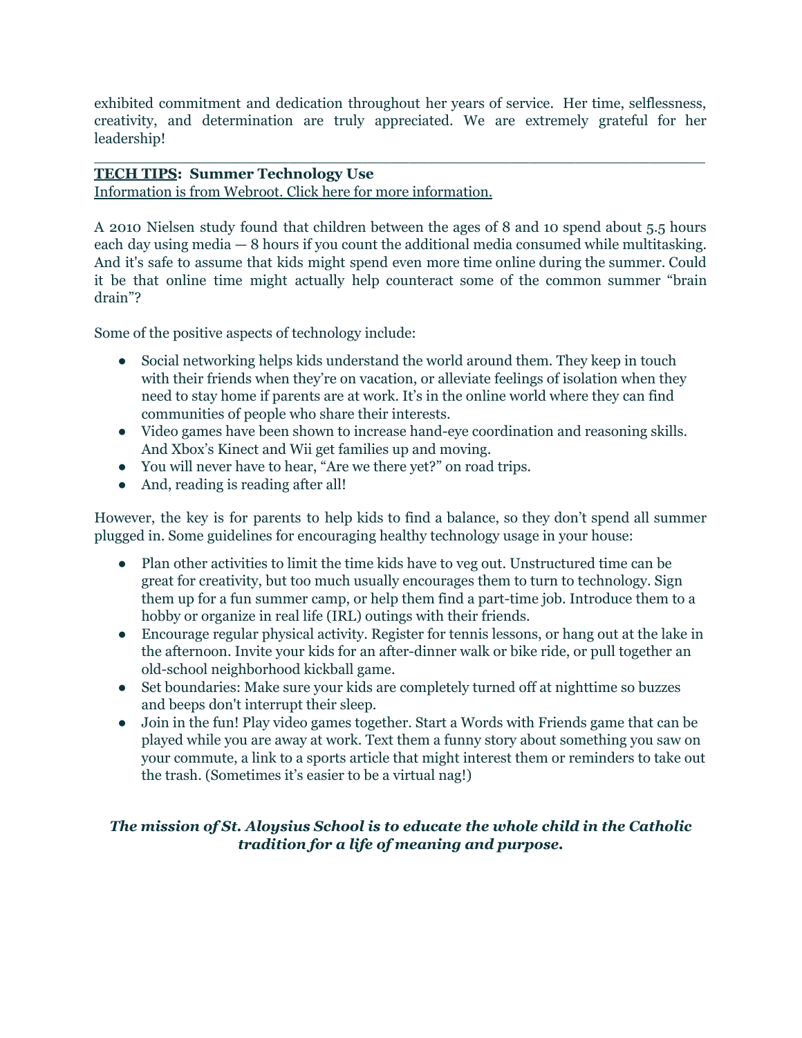exhibited commitment and dedication throughout her years of service. Her time, selflessness, creativity, and determination are truly appreciated. We are extremely grateful for her leadership!

---

**TECH TIPS: Summer Technology Use**

Information is from Webroot. Click here for more information.

A 2010 Nielsen study found that children between the ages of 8 and 10 spend about 5.5 hours each day using media — 8 hours if you count the additional media consumed while multitasking. And it's safe to assume that kids might spend even more time online during the summer. Could it be that online time might actually help counteract some of the common summer "brain drain"?

Some of the positive aspects of technology include:

- Social networking helps kids understand the world around them. They keep in touch with their friends when they're on vacation, or alleviate feelings of isolation when they need to stay home if parents are at work. It's in the online world where they can find communities of people who share their interests.
- Video games have been shown to increase hand-eye coordination and reasoning skills. And Xbox's Kinect and Wii get families up and moving.
- You will never have to hear, "Are we there yet?" on road trips.
- And, reading is reading after all!

However, the key is for parents to help kids to find a balance, so they don't spend all summer plugged in. Some guidelines for encouraging healthy technology usage in your house:

- Plan other activities to limit the time kids have to veg out. Unstructured time can be great for creativity, but too much usually encourages them to turn to technology. Sign them up for a fun summer camp, or help them find a part-time job. Introduce them to a hobby or organize in real life (IRL) outings with their friends.
- Encourage regular physical activity. Register for tennis lessons, or hang out at the lake in the afternoon. Invite your kids for an after-dinner walk or bike ride, or pull together an old-school neighborhood kickball game.
- Set boundaries: Make sure your kids are completely turned off at nighttime so buzzes and beeps don't interrupt their sleep.
- Join in the fun! Play video games together. Start a Words with Friends game that can be played while you are away at work. Text them a funny story about something you saw on your commute, a link to a sports article that might interest them or reminders to take out the trash. (Sometimes it's easier to be a virtual nag!)

***The mission of St. Aloysius School is to educate the whole child in the Catholic tradition for a life of meaning and purpose.***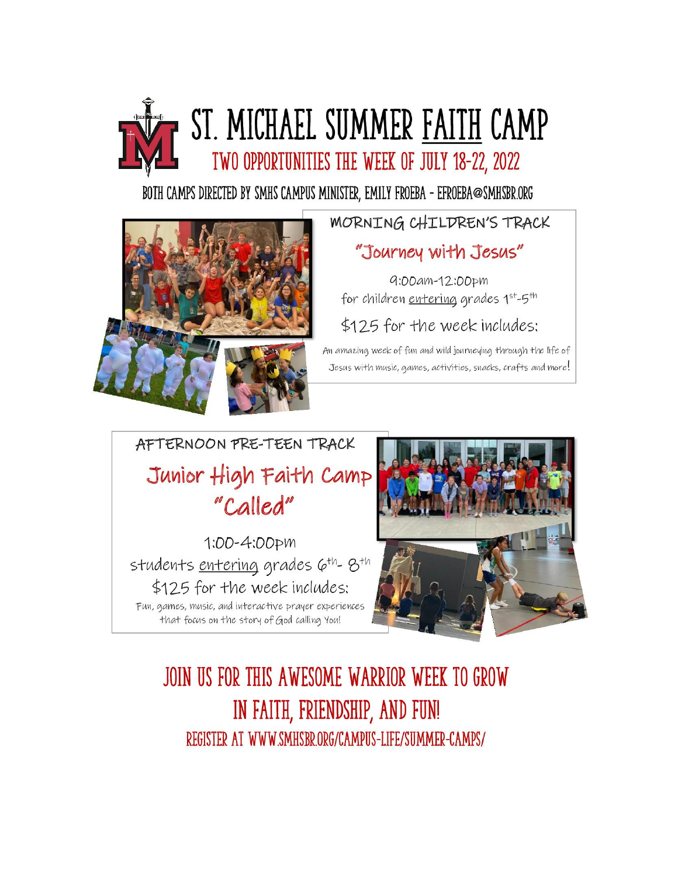# ST. MICHAEL SUMMER FAITH CAMP

## TWO OPPORTUNITIES THE WEEK OF JULY 18-22, 2022

BOTH CAMPS DIRECTED BY SMHS CAMPUS MINISTER, EMILY FROEBA - EFROEBA@SMHSBR.ORG

### MORNING CHILDREN'S TRACK

**"Journey with Jesus"**

9:00am-12:00pm

for children entering grades 1st-5th

$125 for the week includes:

An amazing week of fun and wild journeying through the life of Jesus with music, games, activities, snacks, crafts and more!

### AFTERNOON PRE-TEEN TRACK

**Junior High Faith Camp**

**"Called"**

1:00-4:00pm

students entering grades 6th- 8th

$125 for the week includes:

Fun, games, music, and interactive prayer experiences that focus on the story of God calling You!

## JOIN US FOR THIS AWESOME WARRIOR WEEK TO GROW IN FAITH, FRIENDSHIP, AND FUN!

REGISTER AT WWW.SMHSBR.ORG/CAMPUS-LIFE/SUMMER-CAMPS/